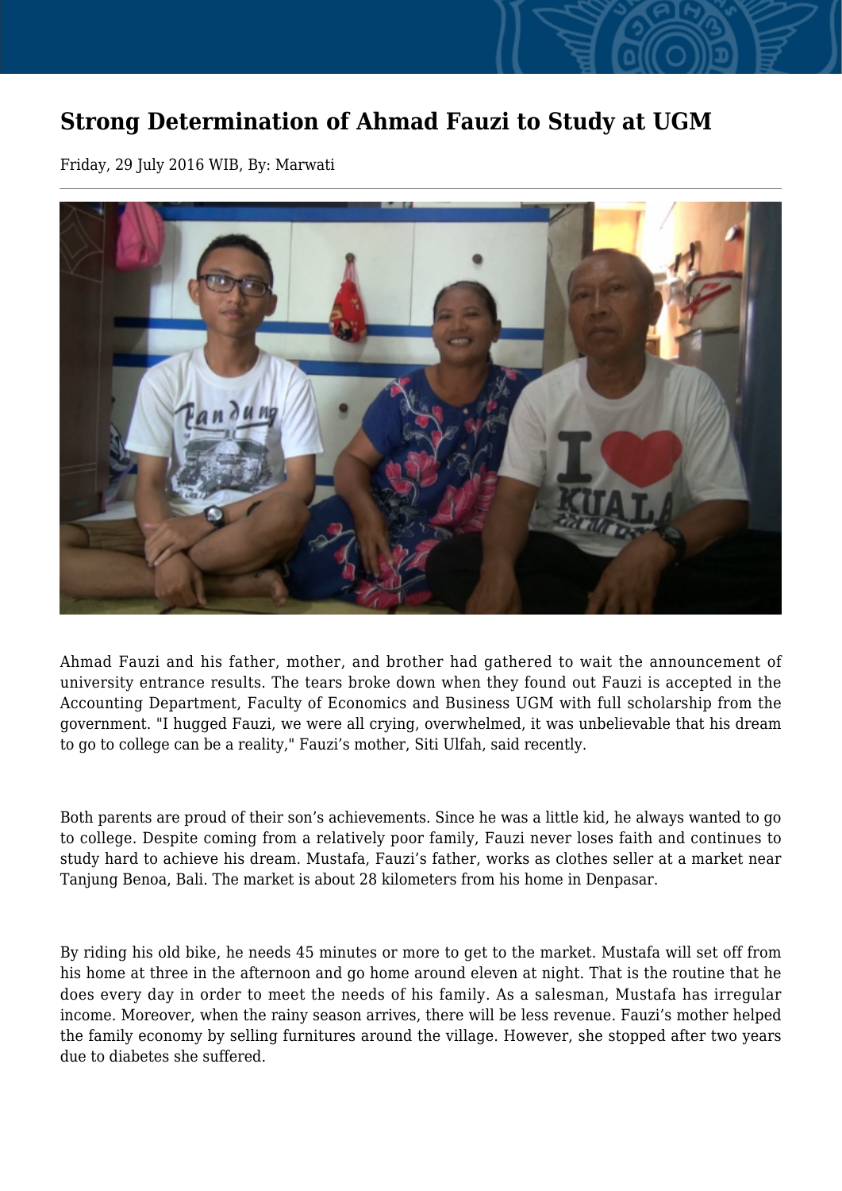# Strong Determination of Ahmad Fauzi to Study at UGM

Friday, 29 July 2016 WIB, By: Marwati

Ahmad Fauzi and his father, mother, and brother had gathered to wait the announcement of university entrance results. The tears broke down when they found out Fauzi is accepted in the Accounting Department, Faculty of Economics and Business UGM with full scholarship from the government. "I hugged Fauzi, we were all crying, overwhelmed, it was unbelievable that his dream to go to college can be a reality," Fauzi's mother, Siti Ulfah, said recently.

Both parents are proud of their son's achievements. Since he was a little kid, he always wanted to go to college. Despite coming from a relatively poor family, Fauzi never loses faith and continues to study hard to achieve his dream. Mustafa, Fauzi's father, works as clothes seller at a market near Tanjung Benoa, Bali. The market is about 28 kilometers from his home in Denpasar.

By riding his old bike, he needs 45 minutes or more to get to the market. Mustafa will set off from his home at three in the afternoon and go home around eleven at night. That is the routine that he does every day in order to meet the needs of his family. As a salesman, Mustafa has irregular income. Moreover, when the rainy season arrives, there will be less revenue. Fauzi's mother helped the family economy by selling furnitures around the village. However, she stopped after two years due to diabetes she suffered.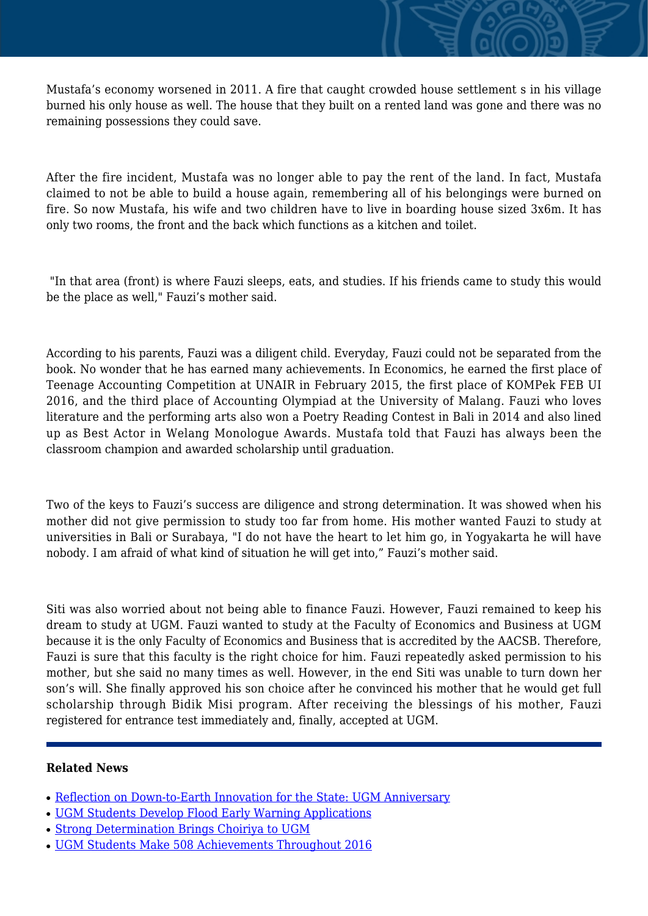Mustafa’s economy worsened in 2011. A fire that caught crowded house settlement s in his village burned his only house as well. The house that they built on a rented land was gone and there was no remaining possessions they could save.

After the fire incident, Mustafa was no longer able to pay the rent of the land. In fact, Mustafa claimed to not be able to build a house again, remembering all of his belongings were burned on fire. So now Mustafa, his wife and two children have to live in boarding house sized 3x6m. It has only two rooms, the front and the back which functions as a kitchen and toilet.

"In that area (front) is where Fauzi sleeps, eats, and studies. If his friends came to study this would be the place as well," Fauzi’s mother said.

According to his parents, Fauzi was a diligent child. Everyday, Fauzi could not be separated from the book. No wonder that he has earned many achievements. In Economics, he earned the first place of Teenage Accounting Competition at UNAIR in February 2015, the first place of KOMPek FEB UI 2016, and the third place of Accounting Olympiad at the University of Malang. Fauzi who loves literature and the performing arts also won a Poetry Reading Contest in Bali in 2014 and also lined up as Best Actor in Welang Monologue Awards. Mustafa told that Fauzi has always been the classroom champion and awarded scholarship until graduation.

Two of the keys to Fauzi’s success are diligence and strong determination. It was showed when his mother did not give permission to study too far from home. His mother wanted Fauzi to study at universities in Bali or Surabaya, "I do not have the heart to let him go, in Yogyakarta he will have nobody. I am afraid of what kind of situation he will get into,” Fauzi’s mother said.

Siti was also worried about not being able to finance Fauzi. However, Fauzi remained to keep his dream to study at UGM. Fauzi wanted to study at the Faculty of Economics and Business at UGM because it is the only Faculty of Economics and Business that is accredited by the AACSB. Therefore, Fauzi is sure that this faculty is the right choice for him. Fauzi repeatedly asked permission to his mother, but she said no many times as well. However, in the end Siti was unable to turn down her son’s will. She finally approved his son choice after he convinced his mother that he would get full scholarship through Bidik Misi program. After receiving the blessings of his mother, Fauzi registered for entrance test immediately and, finally, accepted at UGM.

**Related News**

- Reflection on Down-to-Earth Innovation for the State: UGM Anniversary
- UGM Students Develop Flood Early Warning Applications
- Strong Determination Brings Choiriya to UGM
- UGM Students Make 508 Achievements Throughout 2016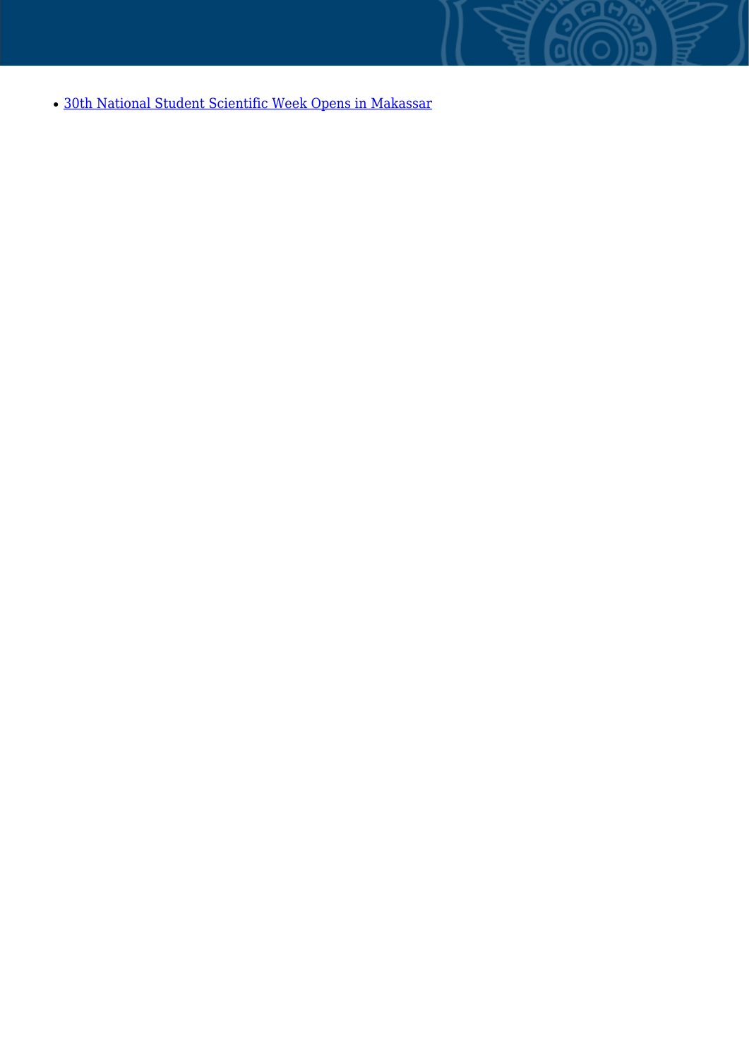- [30th National Student Scientific Week Opens in Makassar]()